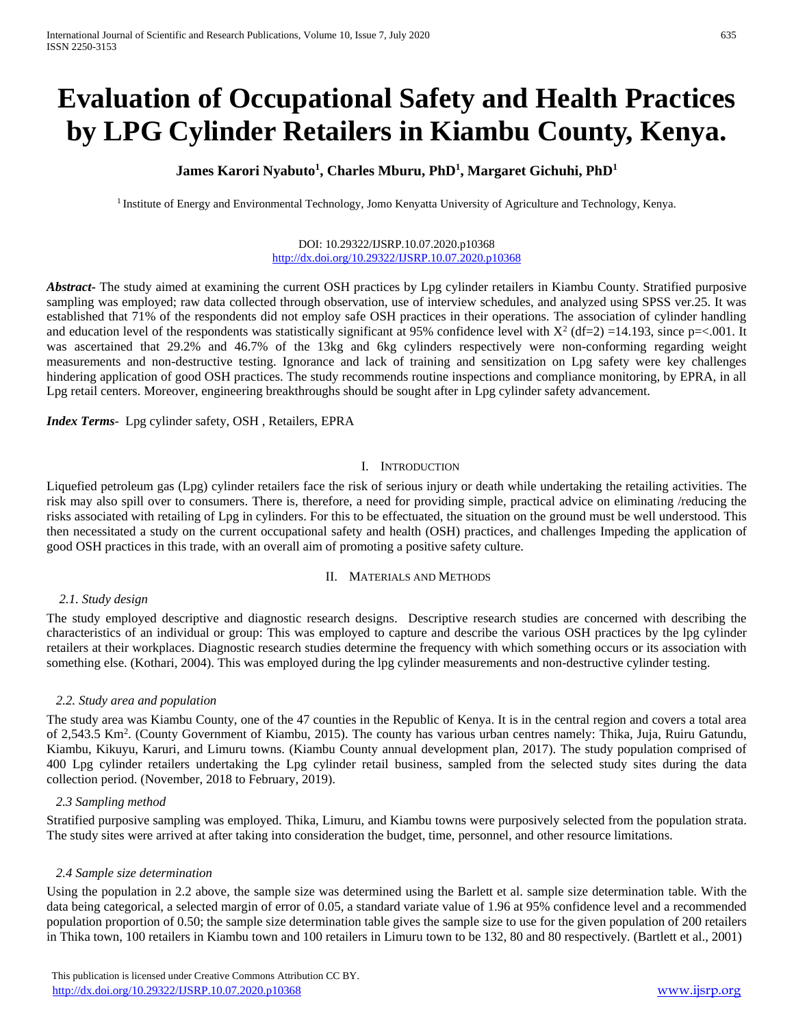# Evaluation of Occupational Safety and Health Practices by LPG Cylinder Retailers in Kiambu County, Kenya.

**James Karori Nyabuto[1], Charles Mburu, PhD[1], Margaret Gichuhi, PhD[1]**

[1] Institute of Energy and Environmental Technology, Jomo Kenyatta University of Agriculture and Technology, Kenya.

DOI: 10.29322/IJSRP.10.07.2020.p10368
http://dx.doi.org/10.29322/IJSRP.10.07.2020.p10368

***Abstract***- The study aimed at examining the current OSH practices by Lpg cylinder retailers in Kiambu County. Stratified purposive sampling was employed; raw data collected through observation, use of interview schedules, and analyzed using SPSS ver.25. It was established that 71% of the respondents did not employ safe OSH practices in their operations. The association of cylinder handling and education level of the respondents was statistically significant at 95% confidence level with $X^2$ (df=2) =14.193, since p=<.001. It was ascertained that 29.2% and 46.7% of the 13kg and 6kg cylinders respectively were non-conforming regarding weight measurements and non-destructive testing. Ignorance and lack of training and sensitization on Lpg safety were key challenges hindering application of good OSH practices. The study recommends routine inspections and compliance monitoring, by EPRA, in all Lpg retail centers. Moreover, engineering breakthroughs should be sought after in Lpg cylinder safety advancement.

***Index Terms***- Lpg cylinder safety, OSH , Retailers, EPRA

## I. Introduction

Liquefied petroleum gas (Lpg) cylinder retailers face the risk of serious injury or death while undertaking the retailing activities. The risk may also spill over to consumers. There is, therefore, a need for providing simple, practical advice on eliminating /reducing the risks associated with retailing of Lpg in cylinders. For this to be effectuated, the situation on the ground must be well understood. This then necessitated a study on the current occupational safety and health (OSH) practices, and challenges Impeding the application of good OSH practices in this trade, with an overall aim of promoting a positive safety culture.

## II. Materials and Methods

### *2.1. Study design*

The study employed descriptive and diagnostic research designs. Descriptive research studies are concerned with describing the characteristics of an individual or group: This was employed to capture and describe the various OSH practices by the lpg cylinder retailers at their workplaces. Diagnostic research studies determine the frequency with which something occurs or its association with something else. (Kothari, 2004). This was employed during the lpg cylinder measurements and non-destructive cylinder testing.

### *2.2. Study area and population*

The study area was Kiambu County, one of the 47 counties in the Republic of Kenya. It is in the central region and covers a total area of 2,543.5 $Km^2$. (County Government of Kiambu, 2015). The county has various urban centres namely: Thika, Juja, Ruiru Gatundu, Kiambu, Kikuyu, Karuri, and Limuru towns. (Kiambu County annual development plan, 2017). The study population comprised of 400 Lpg cylinder retailers undertaking the Lpg cylinder retail business, sampled from the selected study sites during the data collection period. (November, 2018 to February, 2019).

### *2.3 Sampling method*

Stratified purposive sampling was employed. Thika, Limuru, and Kiambu towns were purposively selected from the population strata. The study sites were arrived at after taking into consideration the budget, time, personnel, and other resource limitations.

### *2.4 Sample size determination*

Using the population in 2.2 above, the sample size was determined using the Barlett et al. sample size determination table. With the data being categorical, a selected margin of error of 0.05, a standard variate value of 1.96 at 95% confidence level and a recommended population proportion of 0.50; the sample size determination table gives the sample size to use for the given population of 200 retailers in Thika town, 100 retailers in Kiambu town and 100 retailers in Limuru town to be 132, 80 and 80 respectively. (Bartlett et al., 2001)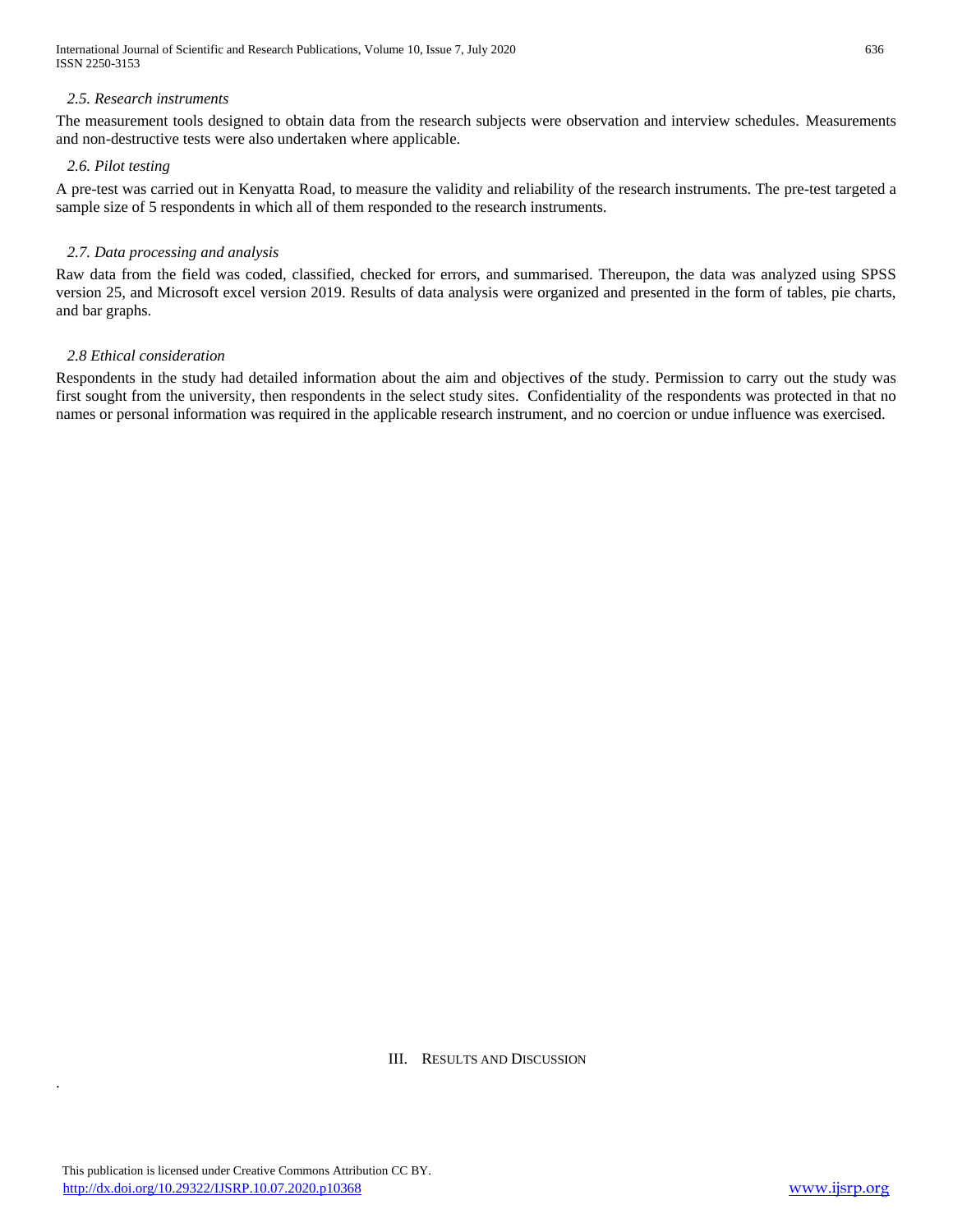### 2.5. Research instruments

The measurement tools designed to obtain data from the research subjects were observation and interview schedules. Measurements and non-destructive tests were also undertaken where applicable.

### 2.6. Pilot testing

A pre-test was carried out in Kenyatta Road, to measure the validity and reliability of the research instruments. The pre-test targeted a sample size of 5 respondents in which all of them responded to the research instruments.

### 2.7. Data processing and analysis

Raw data from the field was coded, classified, checked for errors, and summarised. Thereupon, the data was analyzed using SPSS version 25, and Microsoft excel version 2019. Results of data analysis were organized and presented in the form of tables, pie charts, and bar graphs.

### 2.8 Ethical consideration

Respondents in the study had detailed information about the aim and objectives of the study. Permission to carry out the study was first sought from the university, then respondents in the select study sites. Confidentiality of the respondents was protected in that no names or personal information was required in the applicable research instrument, and no coercion or undue influence was exercised.

## III. Results and Discussion

.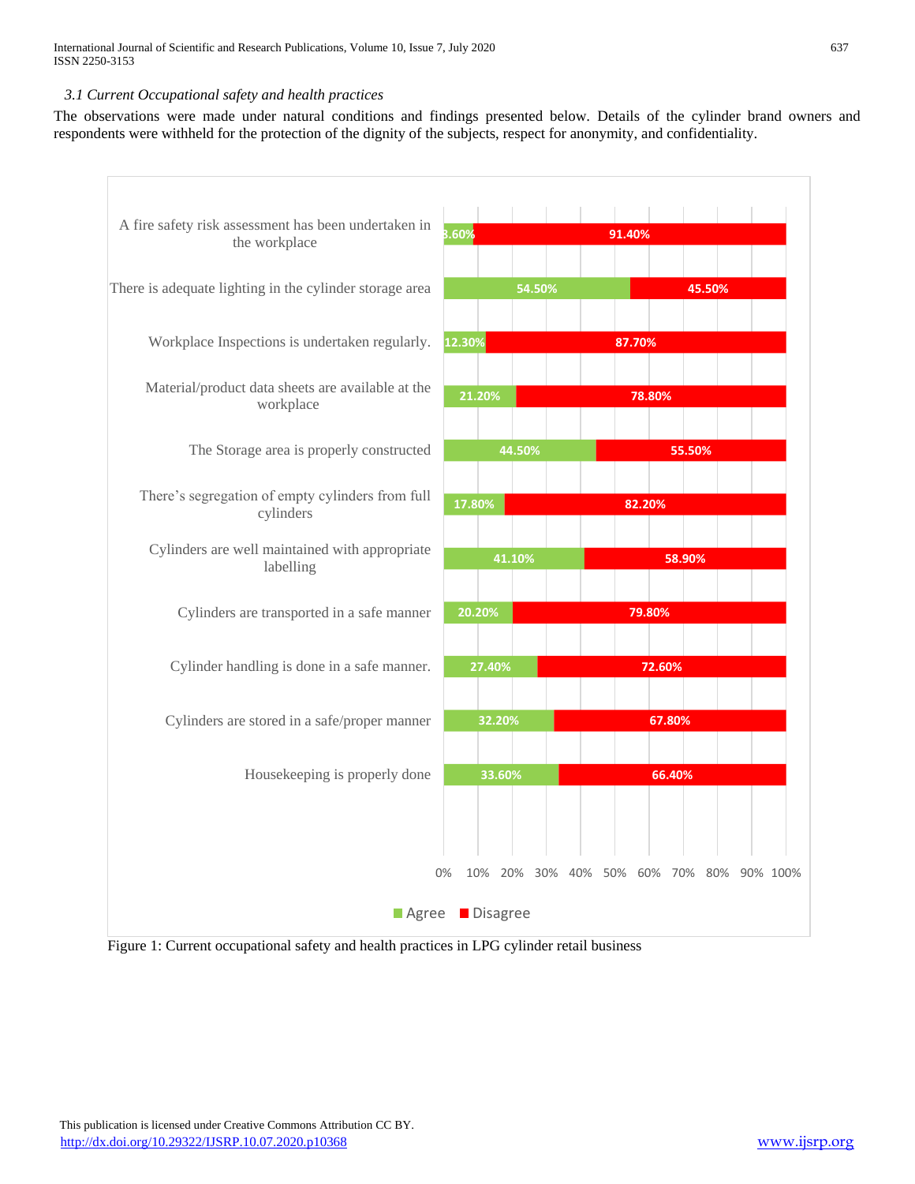*3.1 Current Occupational safety and health practices*

The observations were made under natural conditions and findings presented below. Details of the cylinder brand owners and respondents were withheld for the protection of the dignity of the subjects, respect for anonymity, and confidentiality.

A fire safety risk assessment has been undertaken in the workplace
8.60%
91.40%

There is adequate lighting in the cylinder storage area
54.50%
45.50%

Workplace Inspections is undertaken regularly.
12.30%
87.70%

Material/product data sheets are available at the workplace
21.20%
78.80%

The Storage area is properly constructed
44.50%
55.50%

There's segregation of empty cylinders from full cylinders
17.80%
82.20%

Cylinders are well maintained with appropriate labelling
41.10%
58.90%

Cylinders are transported in a safe manner
20.20%
79.80%

Cylinder handling is done in a safe manner.
27.40%
72.60%

Cylinders are stored in a safe/proper manner
32.20%
67.80%

Housekeeping is properly done
33.60%
66.40%

0% 10% 20% 30% 40% 50% 60% 70% 80% 90% 100%

Agree Disagree

Figure 1: Current occupational safety and health practices in LPG cylinder retail business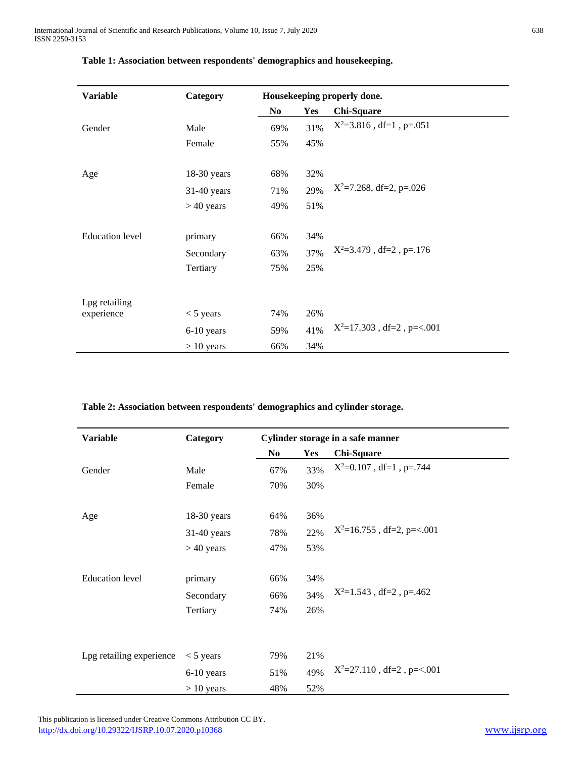**Table 1: Association between respondents' demographics and housekeeping.**

| Variable | Category | Housekeeping properly done. | | |
|---|---|---|---|---|
| | | No | Yes | Chi-Square |
| Gender | Male | 69% | 31% | $X^2$=3.816 , df=1 , p=.051 |
| | Female | 55% | 45% | |
| Age | 18-30 years | 68% | 32% | |
| | 31-40 years | 71% | 29% | $X^2$=7.268, df=2, p=.026 |
| | > 40 years | 49% | 51% | |
| Education level | primary | 66% | 34% | |
| | Secondary | 63% | 37% | $X^2$=3.479 , df=2 , p=.176 |
| | Tertiary | 75% | 25% | |
| Lpg retailing experience | < 5 years | 74% | 26% | |
| | 6-10 years | 59% | 41% | $X^2$=17.303 , df=2 , p=<.001 |
| | > 10 years | 66% | 34% | |

**Table 2: Association between respondents' demographics and cylinder storage.**

| Variable | Category | Cylinder storage in a safe manner | | |
|---|---|---|---|---|
| | | No | Yes | Chi-Square |
| Gender | Male | 67% | 33% | $X^2$=0.107 , df=1 , p=.744 |
| | Female | 70% | 30% | |
| Age | 18-30 years | 64% | 36% | |
| | 31-40 years | 78% | 22% | $X^2$=16.755 , df=2, p=<.001 |
| | > 40 years | 47% | 53% | |
| Education level | primary | 66% | 34% | |
| | Secondary | 66% | 34% | $X^2$=1.543 , df=2 , p=.462 |
| | Tertiary | 74% | 26% | |
| Lpg retailing experience | < 5 years | 79% | 21% | |
| | 6-10 years | 51% | 49% | $X^2$=27.110 , df=2 , p=<.001 |
| | > 10 years | 48% | 52% | |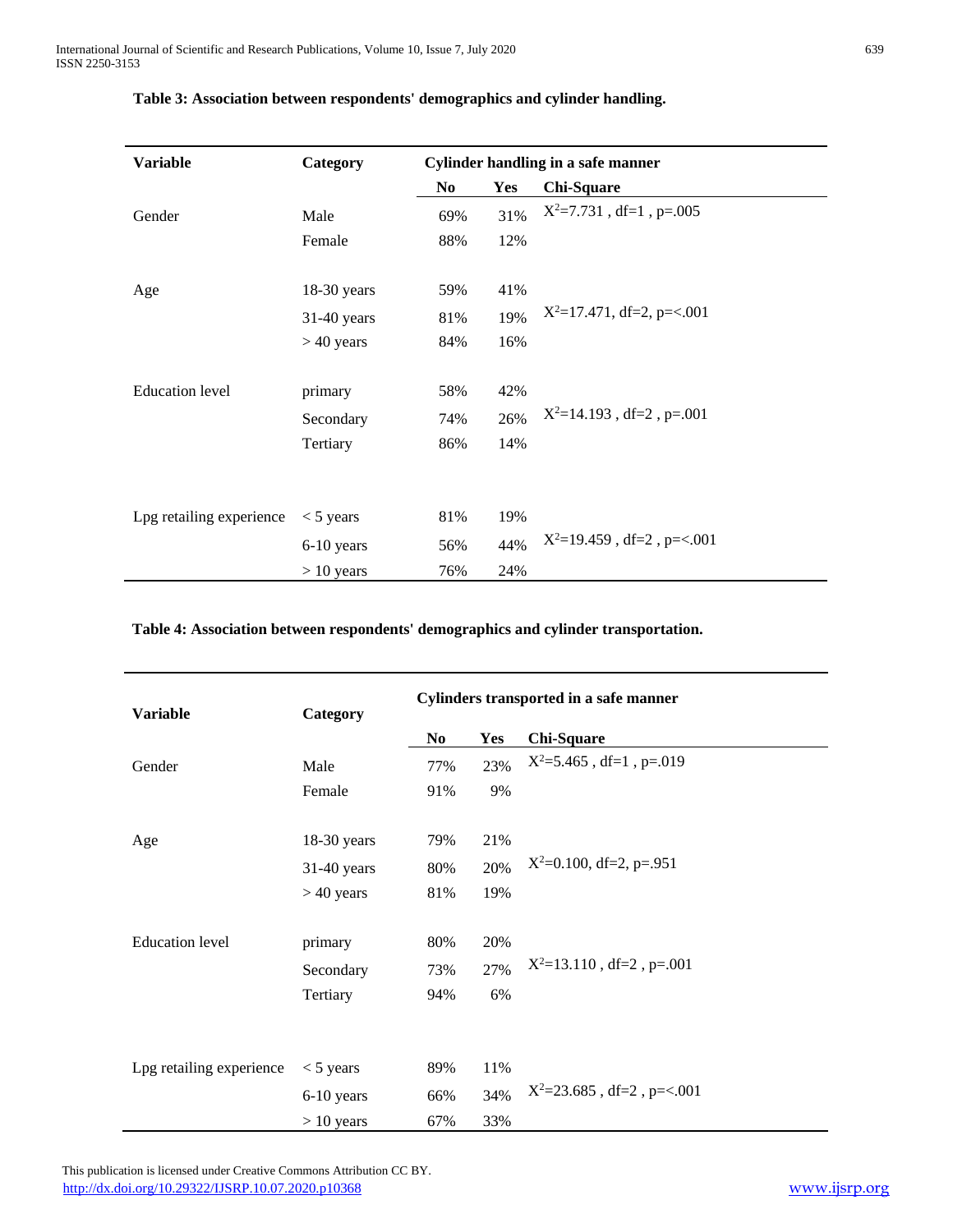**Table 3: Association between respondents' demographics and cylinder handling.**

| Variable | Category | Cylinder handling in a safe manner | | |
|---|---|---|---|---|
| | | No | Yes | Chi-Square |
| Gender | Male | 69% | 31% | $X^2$=7.731 , df=1 , p=.005 |
| | Female | 88% | 12% | |
| Age | 18-30 years | 59% | 41% | |
| | 31-40 years | 81% | 19% | $X^2$=17.471, df=2, p=<.001 |
| | > 40 years | 84% | 16% | |
| Education level | primary | 58% | 42% | |
| | Secondary | 74% | 26% | $X^2$=14.193 , df=2 , p=.001 |
| | Tertiary | 86% | 14% | |
| Lpg retailing experience | < 5 years | 81% | 19% | |
| | 6-10 years | 56% | 44% | $X^2$=19.459 , df=2 , p=<.001 |
| | > 10 years | 76% | 24% | |

**Table 4: Association between respondents' demographics and cylinder transportation.**

| Variable | Category | Cylinders transported in a safe manner | | |
|---|---|---|---|---|
| | | No | Yes | Chi-Square |
| Gender | Male | 77% | 23% | $X^2$=5.465 , df=1 , p=.019 |
| | Female | 91% | 9% | |
| Age | 18-30 years | 79% | 21% | |
| | 31-40 years | 80% | 20% | $X^2$=0.100, df=2, p=.951 |
| | > 40 years | 81% | 19% | |
| Education level | primary | 80% | 20% | |
| | Secondary | 73% | 27% | $X^2$=13.110 , df=2 , p=.001 |
| | Tertiary | 94% | 6% | |
| Lpg retailing experience | < 5 years | 89% | 11% | |
| | 6-10 years | 66% | 34% | $X^2$=23.685 , df=2 , p=<.001 |
| | > 10 years | 67% | 33% | |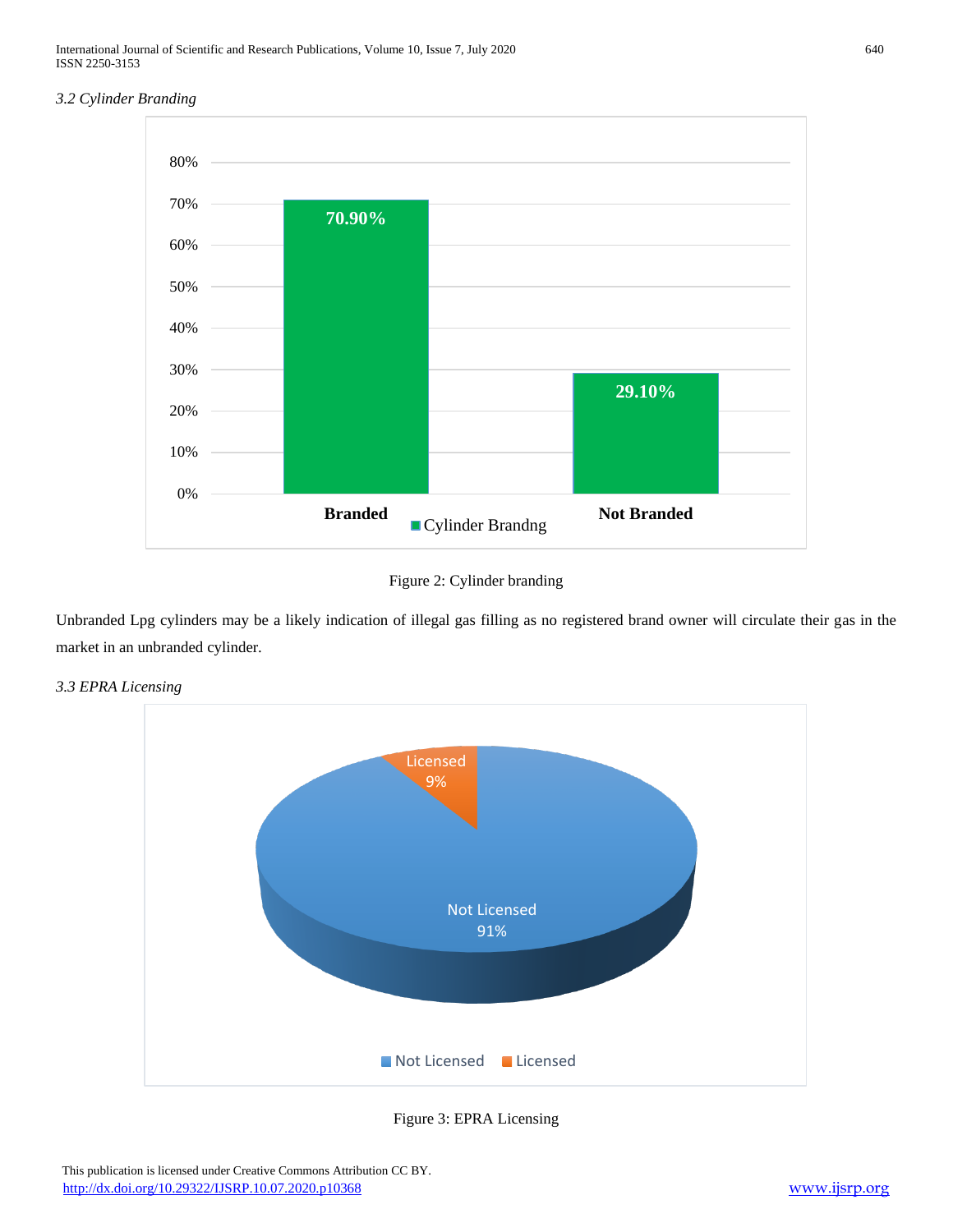*3.2 Cylinder Branding*

80%
70%
60%
50%
40%
30%
20%
10%
0%

70.90%
29.10%

Branded
Not Branded
Cylinder Brandng

Figure 2: Cylinder branding

Unbranded Lpg cylinders may be a likely indication of illegal gas filling as no registered brand owner will circulate their gas in the market in an unbranded cylinder.

*3.3 EPRA Licensing*

Licensed
9%

Not Licensed
91%

Not Licensed
Licensed

Figure 3: EPRA Licensing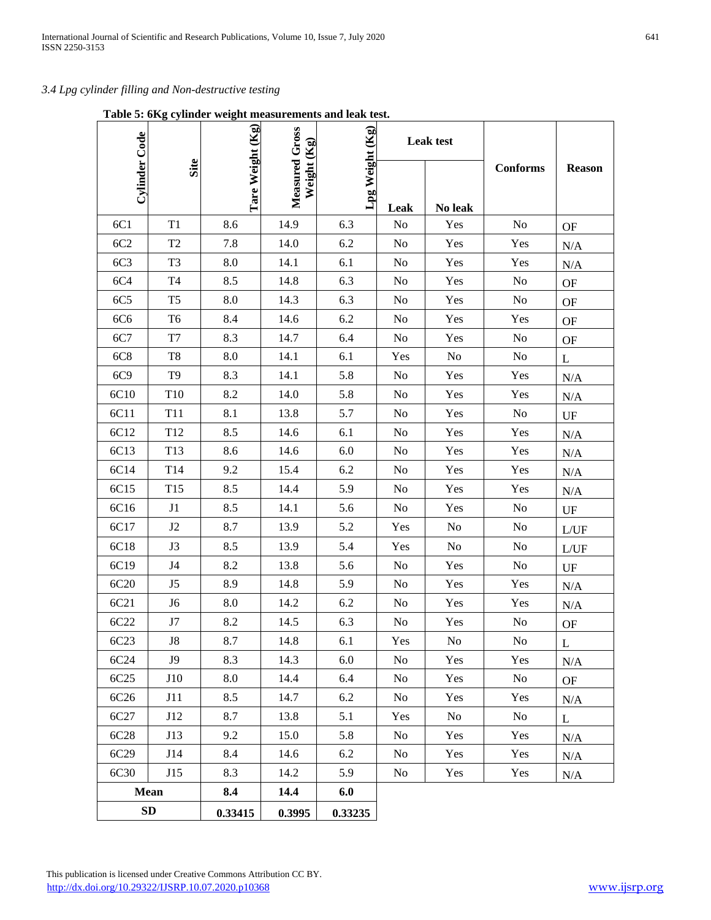### *3.4 Lpg cylinder filling and Non-destructive testing*

**Table 5: 6Kg cylinder weight measurements and leak test.**

| Cylinder Code | Site | Tare Weight (Kg) | Measured Gross Weight (Kg) | Lpg Weight (Kg) | Leak test | | Conforms | Reason |
|---|---|---|---|---|---|---|---|---|
| | | | | | Leak | No leak | | |
| 6C1 | T1 | 8.6 | 14.9 | 6.3 | No | Yes | No | OF |
| 6C2 | T2 | 7.8 | 14.0 | 6.2 | No | Yes | Yes | N/A |
| 6C3 | T3 | 8.0 | 14.1 | 6.1 | No | Yes | Yes | N/A |
| 6C4 | T4 | 8.5 | 14.8 | 6.3 | No | Yes | No | OF |
| 6C5 | T5 | 8.0 | 14.3 | 6.3 | No | Yes | No | OF |
| 6C6 | T6 | 8.4 | 14.6 | 6.2 | No | Yes | Yes | OF |
| 6C7 | T7 | 8.3 | 14.7 | 6.4 | No | Yes | No | OF |
| 6C8 | T8 | 8.0 | 14.1 | 6.1 | Yes | No | No | L |
| 6C9 | T9 | 8.3 | 14.1 | 5.8 | No | Yes | Yes | N/A |
| 6C10 | T10 | 8.2 | 14.0 | 5.8 | No | Yes | Yes | N/A |
| 6C11 | T11 | 8.1 | 13.8 | 5.7 | No | Yes | No | UF |
| 6C12 | T12 | 8.5 | 14.6 | 6.1 | No | Yes | Yes | N/A |
| 6C13 | T13 | 8.6 | 14.6 | 6.0 | No | Yes | Yes | N/A |
| 6C14 | T14 | 9.2 | 15.4 | 6.2 | No | Yes | Yes | N/A |
| 6C15 | T15 | 8.5 | 14.4 | 5.9 | No | Yes | Yes | N/A |
| 6C16 | J1 | 8.5 | 14.1 | 5.6 | No | Yes | No | UF |
| 6C17 | J2 | 8.7 | 13.9 | 5.2 | Yes | No | No | L/UF |
| 6C18 | J3 | 8.5 | 13.9 | 5.4 | Yes | No | No | L/UF |
| 6C19 | J4 | 8.2 | 13.8 | 5.6 | No | Yes | No | UF |
| 6C20 | J5 | 8.9 | 14.8 | 5.9 | No | Yes | Yes | N/A |
| 6C21 | J6 | 8.0 | 14.2 | 6.2 | No | Yes | Yes | N/A |
| 6C22 | J7 | 8.2 | 14.5 | 6.3 | No | Yes | No | OF |
| 6C23 | J8 | 8.7 | 14.8 | 6.1 | Yes | No | No | L |
| 6C24 | J9 | 8.3 | 14.3 | 6.0 | No | Yes | Yes | N/A |
| 6C25 | J10 | 8.0 | 14.4 | 6.4 | No | Yes | No | OF |
| 6C26 | J11 | 8.5 | 14.7 | 6.2 | No | Yes | Yes | N/A |
| 6C27 | J12 | 8.7 | 13.8 | 5.1 | Yes | No | No | L |
| 6C28 | J13 | 9.2 | 15.0 | 5.8 | No | Yes | Yes | N/A |
| 6C29 | J14 | 8.4 | 14.6 | 6.2 | No | Yes | Yes | N/A |
| 6C30 | J15 | 8.3 | 14.2 | 5.9 | No | Yes | Yes | N/A |
| **Mean** | | **8.4** | **14.4** | **6.0** | | | | |
| **SD** | | **0.33415** | **0.3995** | **0.33235** | | | | |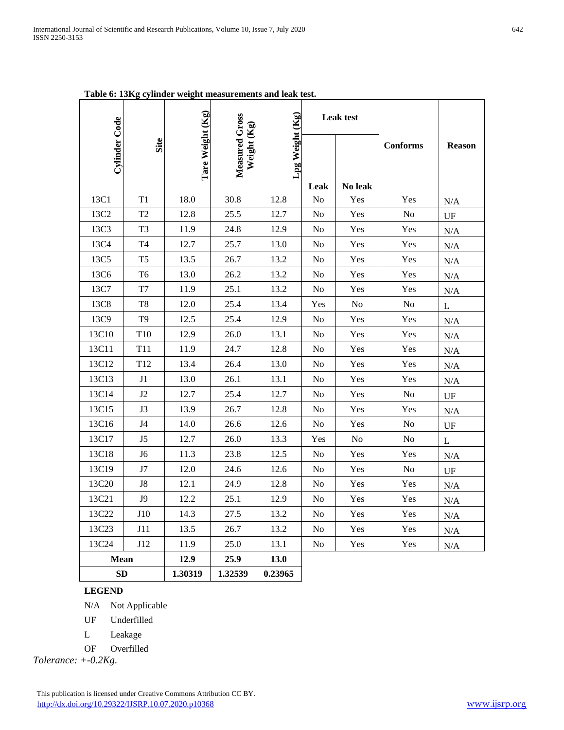**Table 6: 13Kg cylinder weight measurements and leak test.**

| Cylinder Code | Site | Tare Weight (Kg) | Measured Gross Weight (Kg) | Lpg Weight (Kg) | Leak test | | Conforms | Reason |
|---|---|---|---|---|---|---|---|---|
| | | | | | Leak | No leak | | |
| 13C1 | T1 | 18.0 | 30.8 | 12.8 | No | Yes | Yes | N/A |
| 13C2 | T2 | 12.8 | 25.5 | 12.7 | No | Yes | No | UF |
| 13C3 | T3 | 11.9 | 24.8 | 12.9 | No | Yes | Yes | N/A |
| 13C4 | T4 | 12.7 | 25.7 | 13.0 | No | Yes | Yes | N/A |
| 13C5 | T5 | 13.5 | 26.7 | 13.2 | No | Yes | Yes | N/A |
| 13C6 | T6 | 13.0 | 26.2 | 13.2 | No | Yes | Yes | N/A |
| 13C7 | T7 | 11.9 | 25.1 | 13.2 | No | Yes | Yes | N/A |
| 13C8 | T8 | 12.0 | 25.4 | 13.4 | Yes | No | No | L |
| 13C9 | T9 | 12.5 | 25.4 | 12.9 | No | Yes | Yes | N/A |
| 13C10 | T10 | 12.9 | 26.0 | 13.1 | No | Yes | Yes | N/A |
| 13C11 | T11 | 11.9 | 24.7 | 12.8 | No | Yes | Yes | N/A |
| 13C12 | T12 | 13.4 | 26.4 | 13.0 | No | Yes | Yes | N/A |
| 13C13 | J1 | 13.0 | 26.1 | 13.1 | No | Yes | Yes | N/A |
| 13C14 | J2 | 12.7 | 25.4 | 12.7 | No | Yes | No | UF |
| 13C15 | J3 | 13.9 | 26.7 | 12.8 | No | Yes | Yes | N/A |
| 13C16 | J4 | 14.0 | 26.6 | 12.6 | No | Yes | No | UF |
| 13C17 | J5 | 12.7 | 26.0 | 13.3 | Yes | No | No | L |
| 13C18 | J6 | 11.3 | 23.8 | 12.5 | No | Yes | Yes | N/A |
| 13C19 | J7 | 12.0 | 24.6 | 12.6 | No | Yes | No | UF |
| 13C20 | J8 | 12.1 | 24.9 | 12.8 | No | Yes | Yes | N/A |
| 13C21 | J9 | 12.2 | 25.1 | 12.9 | No | Yes | Yes | N/A |
| 13C22 | J10 | 14.3 | 27.5 | 13.2 | No | Yes | Yes | N/A |
| 13C23 | J11 | 13.5 | 26.7 | 13.2 | No | Yes | Yes | N/A |
| 13C24 | J12 | 11.9 | 25.0 | 13.1 | No | Yes | Yes | N/A |
| **Mean** | | **12.9** | **25.9** | **13.0** | | | | |
| **SD** | | **1.30319** | **1.32539** | **0.23965** | | | | |

**LEGEND**

N/A Not Applicable

UF Underfilled

L Leakage

OF Overfilled

*Tolerance: +-0.2Kg.*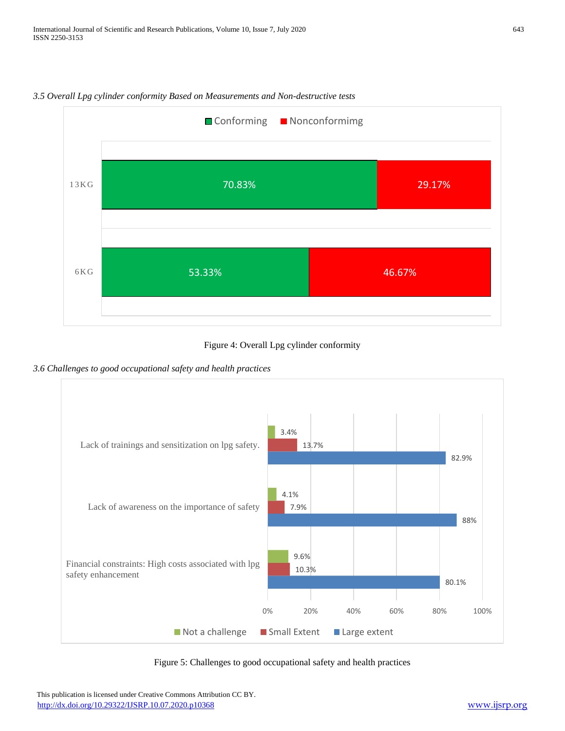*3.5 Overall Lpg cylinder conformity Based on Measurements and Non-destructive tests*

Conforming
Nonconformimg

13KG
70.83%
29.17%

6KG
53.33%
46.67%

Figure 4: Overall Lpg cylinder conformity

*3.6 Challenges to good occupational safety and health practices*

Lack of trainings and sensitization on lpg safety.
3.4%
13.7%
82.9%

Lack of awareness on the importance of safety
4.1%
7.9%
88%

Financial constraints: High costs associated with lpg safety enhancement
9.6%
10.3%
80.1%

0% 20% 40% 60% 80% 100%

Not a challenge
Small Extent
Large extent

Figure 5: Challenges to good occupational safety and health practices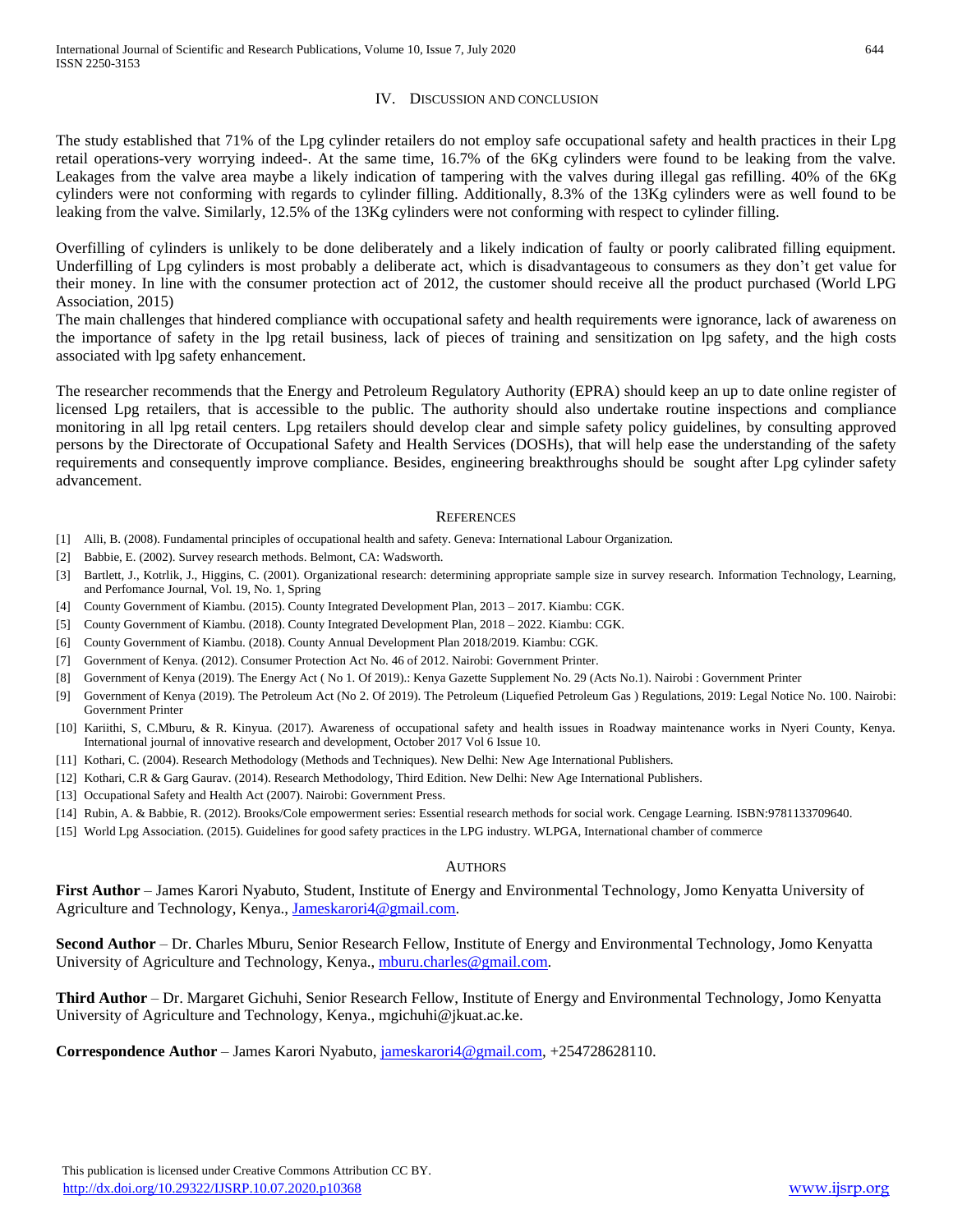## IV. Discussion and Conclusion

The study established that 71% of the Lpg cylinder retailers do not employ safe occupational safety and health practices in their Lpg retail operations-very worrying indeed-. At the same time, 16.7% of the 6Kg cylinders were found to be leaking from the valve. Leakages from the valve area maybe a likely indication of tampering with the valves during illegal gas refilling. 40% of the 6Kg cylinders were not conforming with regards to cylinder filling. Additionally, 8.3% of the 13Kg cylinders were as well found to be leaking from the valve. Similarly, 12.5% of the 13Kg cylinders were not conforming with respect to cylinder filling.

Overfilling of cylinders is unlikely to be done deliberately and a likely indication of faulty or poorly calibrated filling equipment. Underfilling of Lpg cylinders is most probably a deliberate act, which is disadvantageous to consumers as they don't get value for their money. In line with the consumer protection act of 2012, the customer should receive all the product purchased (World LPG Association, 2015)

The main challenges that hindered compliance with occupational safety and health requirements were ignorance, lack of awareness on the importance of safety in the lpg retail business, lack of pieces of training and sensitization on lpg safety, and the high costs associated with lpg safety enhancement.

The researcher recommends that the Energy and Petroleum Regulatory Authority (EPRA) should keep an up to date online register of licensed Lpg retailers, that is accessible to the public. The authority should also undertake routine inspections and compliance monitoring in all lpg retail centers. Lpg retailers should develop clear and simple safety policy guidelines, by consulting approved persons by the Directorate of Occupational Safety and Health Services (DOSHs), that will help ease the understanding of the safety requirements and consequently improve compliance. Besides, engineering breakthroughs should be sought after Lpg cylinder safety advancement.

## References

[1] Alli, B. (2008). Fundamental principles of occupational health and safety. Geneva: International Labour Organization.

[2] Babbie, E. (2002). Survey research methods. Belmont, CA: Wadsworth.

[3] Bartlett, J., Kotrlik, J., Higgins, C. (2001). Organizational research: determining appropriate sample size in survey research. Information Technology, Learning, and Perfomance Journal, Vol. 19, No. 1, Spring

[4] County Government of Kiambu. (2015). County Integrated Development Plan, 2013 – 2017. Kiambu: CGK.

[5] County Government of Kiambu. (2018). County Integrated Development Plan, 2018 – 2022. Kiambu: CGK.

[6] County Government of Kiambu. (2018). County Annual Development Plan 2018/2019. Kiambu: CGK.

[7] Government of Kenya. (2012). Consumer Protection Act No. 46 of 2012. Nairobi: Government Printer.

[8] Government of Kenya (2019). The Energy Act ( No 1. Of 2019).: Kenya Gazette Supplement No. 29 (Acts No.1). Nairobi : Government Printer

[9] Government of Kenya (2019). The Petroleum Act (No 2. Of 2019). The Petroleum (Liquefied Petroleum Gas ) Regulations, 2019: Legal Notice No. 100. Nairobi: Government Printer

[10] Kariithi, S, C.Mburu, & R. Kinyua. (2017). Awareness of occupational safety and health issues in Roadway maintenance works in Nyeri County, Kenya. International journal of innovative research and development, October 2017 Vol 6 Issue 10.

[11] Kothari, C. (2004). Research Methodology (Methods and Techniques). New Delhi: New Age International Publishers.

[12] Kothari, C.R & Garg Gaurav. (2014). Research Methodology, Third Edition. New Delhi: New Age International Publishers.

[13] Occupational Safety and Health Act (2007). Nairobi: Government Press.

[14] Rubin, A. & Babbie, R. (2012). Brooks/Cole empowerment series: Essential research methods for social work. Cengage Learning. ISBN:9781133709640.

[15] World Lpg Association. (2015). Guidelines for good safety practices in the LPG industry. WLPGA, International chamber of commerce

## Authors

**First Author** – James Karori Nyabuto, Student, Institute of Energy and Environmental Technology, Jomo Kenyatta University of Agriculture and Technology, Kenya., Jameskarori4@gmail.com.

**Second Author** – Dr. Charles Mburu, Senior Research Fellow, Institute of Energy and Environmental Technology, Jomo Kenyatta University of Agriculture and Technology, Kenya., mburu.charles@gmail.com.

**Third Author** – Dr. Margaret Gichuhi, Senior Research Fellow, Institute of Energy and Environmental Technology, Jomo Kenyatta University of Agriculture and Technology, Kenya., mgichuhi@jkuat.ac.ke.

**Correspondence Author** – James Karori Nyabuto, jameskarori4@gmail.com, +254728628110.